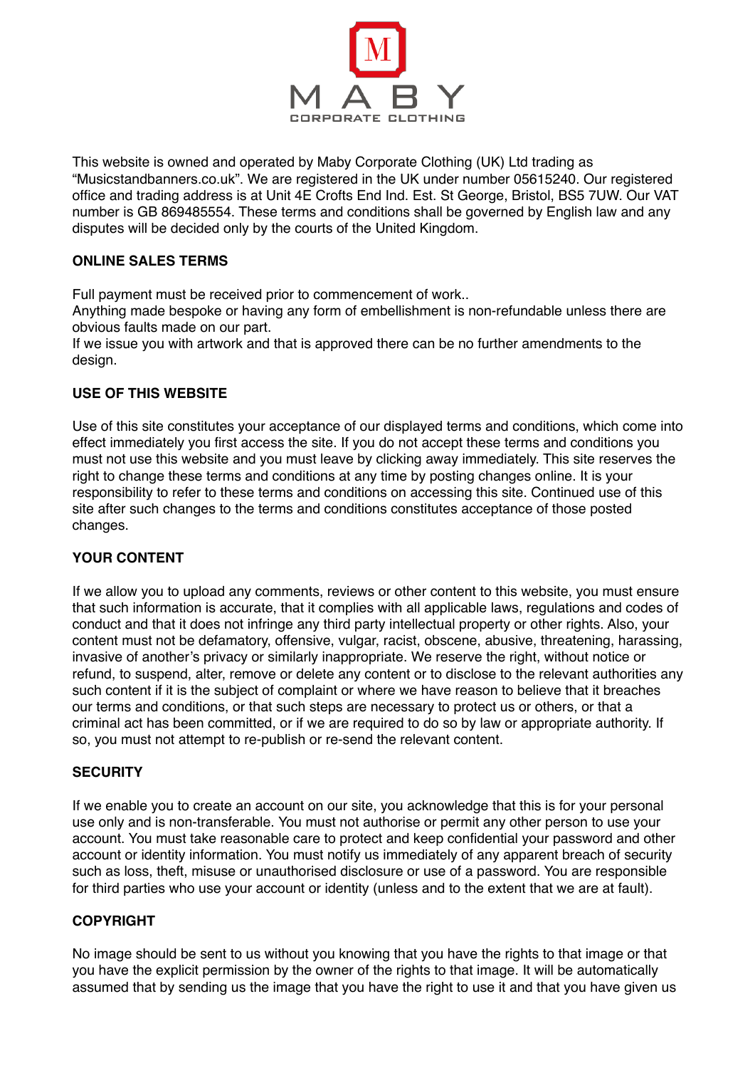M

MABY

CORPORATE CLOTHING

This website is owned and operated by Maby Corporate Clothing (UK) Ltd trading as "Musicstandbanners.co.uk". We are registered in the UK under number 05615240. Our registered office and trading address is at Unit 4E Crofts End Ind. Est. St George, Bristol, BS5 7UW. Our VAT number is GB 869485554. These terms and conditions shall be governed by English law and any disputes will be decided only by the courts of the United Kingdom.

**ONLINE SALES TERMS**

Full payment must be received prior to commencement of work..
Anything made bespoke or having any form of embellishment is non-refundable unless there are obvious faults made on our part.
If we issue you with artwork and that is approved there can be no further amendments to the design.

**USE OF THIS WEBSITE**

Use of this site constitutes your acceptance of our displayed terms and conditions, which come into effect immediately you first access the site. If you do not accept these terms and conditions you must not use this website and you must leave by clicking away immediately. This site reserves the right to change these terms and conditions at any time by posting changes online. It is your responsibility to refer to these terms and conditions on accessing this site. Continued use of this site after such changes to the terms and conditions constitutes acceptance of those posted changes.

**YOUR CONTENT**

If we allow you to upload any comments, reviews or other content to this website, you must ensure that such information is accurate, that it complies with all applicable laws, regulations and codes of conduct and that it does not infringe any third party intellectual property or other rights. Also, your content must not be defamatory, offensive, vulgar, racist, obscene, abusive, threatening, harassing, invasive of another's privacy or similarly inappropriate. We reserve the right, without notice or refund, to suspend, alter, remove or delete any content or to disclose to the relevant authorities any such content if it is the subject of complaint or where we have reason to believe that it breaches our terms and conditions, or that such steps are necessary to protect us or others, or that a criminal act has been committed, or if we are required to do so by law or appropriate authority. If so, you must not attempt to re-publish or re-send the relevant content.

**SECURITY**

If we enable you to create an account on our site, you acknowledge that this is for your personal use only and is non-transferable. You must not authorise or permit any other person to use your account. You must take reasonable care to protect and keep confidential your password and other account or identity information. You must notify us immediately of any apparent breach of security such as loss, theft, misuse or unauthorised disclosure or use of a password. You are responsible for third parties who use your account or identity (unless and to the extent that we are at fault).

**COPYRIGHT**

No image should be sent to us without you knowing that you have the rights to that image or that you have the explicit permission by the owner of the rights to that image. It will be automatically assumed that by sending us the image that you have the right to use it and that you have given us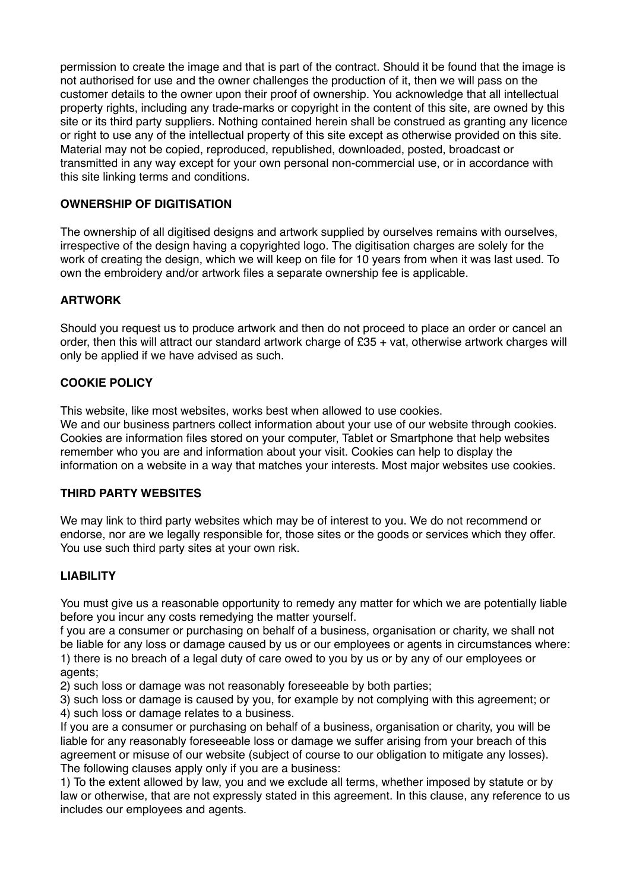permission to create the image and that is part of the contract. Should it be found that the image is not authorised for use and the owner challenges the production of it, then we will pass on the customer details to the owner upon their proof of ownership. You acknowledge that all intellectual property rights, including any trade-marks or copyright in the content of this site, are owned by this site or its third party suppliers. Nothing contained herein shall be construed as granting any licence or right to use any of the intellectual property of this site except as otherwise provided on this site. Material may not be copied, reproduced, republished, downloaded, posted, broadcast or transmitted in any way except for your own personal non-commercial use, or in accordance with this site linking terms and conditions.

**OWNERSHIP OF DIGITISATION**

The ownership of all digitised designs and artwork supplied by ourselves remains with ourselves, irrespective of the design having a copyrighted logo. The digitisation charges are solely for the work of creating the design, which we will keep on file for 10 years from when it was last used. To own the embroidery and/or artwork files a separate ownership fee is applicable.

**ARTWORK**

Should you request us to produce artwork and then do not proceed to place an order or cancel an order, then this will attract our standard artwork charge of £35 + vat, otherwise artwork charges will only be applied if we have advised as such.

**COOKIE POLICY**

This website, like most websites, works best when allowed to use cookies.
We and our business partners collect information about your use of our website through cookies. Cookies are information files stored on your computer, Tablet or Smartphone that help websites remember who you are and information about your visit. Cookies can help to display the information on a website in a way that matches your interests. Most major websites use cookies.

**THIRD PARTY WEBSITES**

We may link to third party websites which may be of interest to you. We do not recommend or endorse, nor are we legally responsible for, those sites or the goods or services which they offer. You use such third party sites at your own risk.

**LIABILITY**

You must give us a reasonable opportunity to remedy any matter for which we are potentially liable before you incur any costs remedying the matter yourself.
f you are a consumer or purchasing on behalf of a business, organisation or charity, we shall not be liable for any loss or damage caused by us or our employees or agents in circumstances where:
1) there is no breach of a legal duty of care owed to you by us or by any of our employees or agents;
2) such loss or damage was not reasonably foreseeable by both parties;
3) such loss or damage is caused by you, for example by not complying with this agreement; or
4) such loss or damage relates to a business.
If you are a consumer or purchasing on behalf of a business, organisation or charity, you will be liable for any reasonably foreseeable loss or damage we suffer arising from your breach of this agreement or misuse of our website (subject of course to our obligation to mitigate any losses).
The following clauses apply only if you are a business:
1) To the extent allowed by law, you and we exclude all terms, whether imposed by statute or by law or otherwise, that are not expressly stated in this agreement. In this clause, any reference to us includes our employees and agents.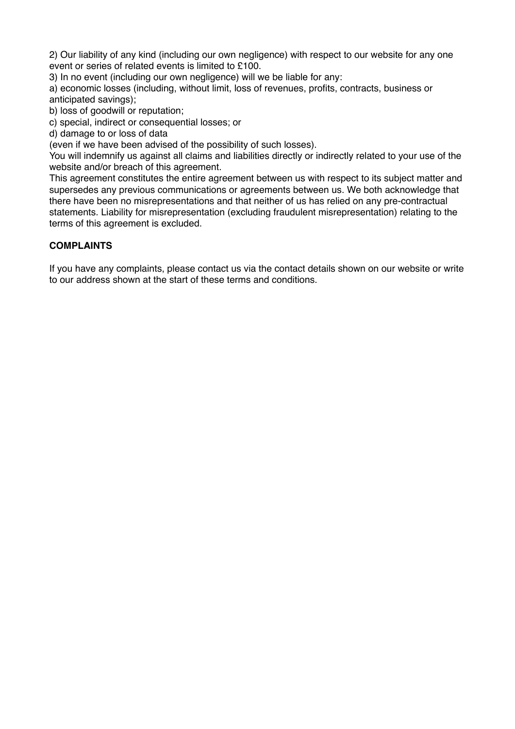2) Our liability of any kind (including our own negligence) with respect to our website for any one event or series of related events is limited to £100.

3) In no event (including our own negligence) will we be liable for any:

a) economic losses (including, without limit, loss of revenues, profits, contracts, business or anticipated savings);

b) loss of goodwill or reputation;

c) special, indirect or consequential losses; or

d) damage to or loss of data

(even if we have been advised of the possibility of such losses).

You will indemnify us against all claims and liabilities directly or indirectly related to your use of the website and/or breach of this agreement.

This agreement constitutes the entire agreement between us with respect to its subject matter and supersedes any previous communications or agreements between us. We both acknowledge that there have been no misrepresentations and that neither of us has relied on any pre-contractual statements. Liability for misrepresentation (excluding fraudulent misrepresentation) relating to the terms of this agreement is excluded.

**COMPLAINTS**

If you have any complaints, please contact us via the contact details shown on our website or write to our address shown at the start of these terms and conditions.